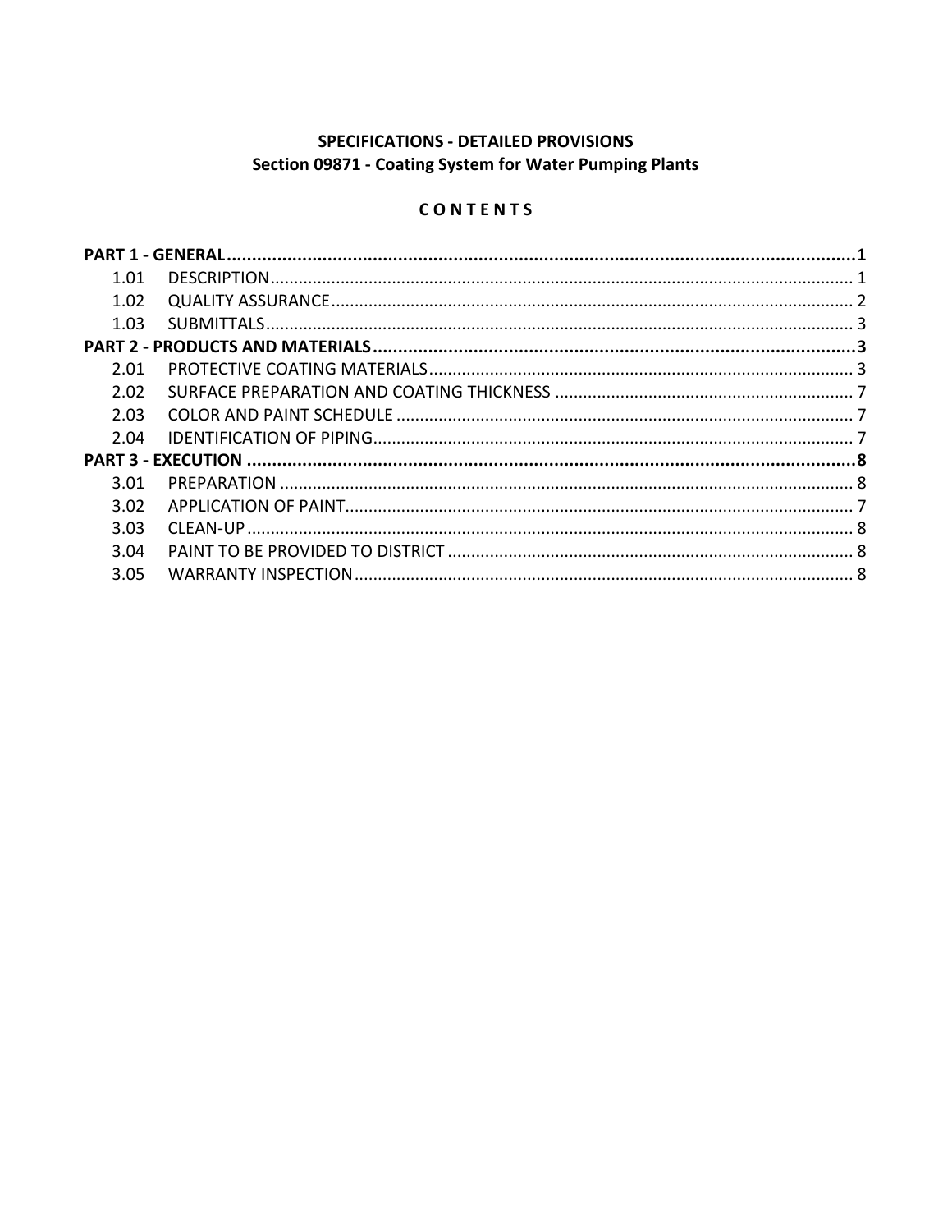**SPECIFICATIONS - DETAILED PROVISIONS**
**Section 09871 - Coating System for Water Pumping Plants**

**C O N T E N T S**

**PART 1 - GENERAL ........................................................................................................... 1**

1.01 DESCRIPTION ........................................................................................................... 1
1.02 QUALITY ASSURANCE ............................................................................................... 2
1.03 SUBMITTALS ............................................................................................................. 3

**PART 2 - PRODUCTS AND MATERIALS ............................................................................... 3**

2.01 PROTECTIVE COATING MATERIALS ........................................................................... 3
2.02 SURFACE PREPARATION AND COATING THICKNESS ................................................. 7
2.03 COLOR AND PAINT SCHEDULE .................................................................................. 7
2.04 IDENTIFICATION OF PIPING ....................................................................................... 7

**PART 3 - EXECUTION ......................................................................................................... 8**

3.01 PREPARATION ........................................................................................................... 8
3.02 APPLICATION OF PAINT ............................................................................................. 7
3.03 CLEAN-UP .................................................................................................................. 8
3.04 PAINT TO BE PROVIDED TO DISTRICT ....................................................................... 8
3.05 WARRANTY INSPECTION ........................................................................................... 8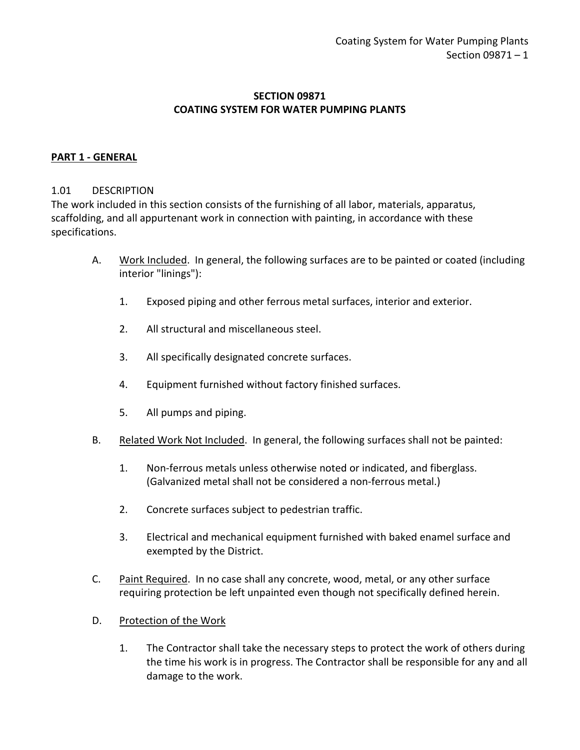# SECTION 09871
# COATING SYSTEM FOR WATER PUMPING PLANTS

## PART 1 - GENERAL

### 1.01 DESCRIPTION

The work included in this section consists of the furnishing of all labor, materials, apparatus, scaffolding, and all appurtenant work in connection with painting, in accordance with these specifications.

A. Work Included. In general, the following surfaces are to be painted or coated (including interior "linings"):

1. Exposed piping and other ferrous metal surfaces, interior and exterior.
2. All structural and miscellaneous steel.
3. All specifically designated concrete surfaces.
4. Equipment furnished without factory finished surfaces.
5. All pumps and piping.

B. Related Work Not Included. In general, the following surfaces shall not be painted:

1. Non-ferrous metals unless otherwise noted or indicated, and fiberglass. (Galvanized metal shall not be considered a non-ferrous metal.)
2. Concrete surfaces subject to pedestrian traffic.
3. Electrical and mechanical equipment furnished with baked enamel surface and exempted by the District.

C. Paint Required. In no case shall any concrete, wood, metal, or any other surface requiring protection be left unpainted even though not specifically defined herein.

D. Protection of the Work

1. The Contractor shall take the necessary steps to protect the work of others during the time his work is in progress. The Contractor shall be responsible for any and all damage to the work.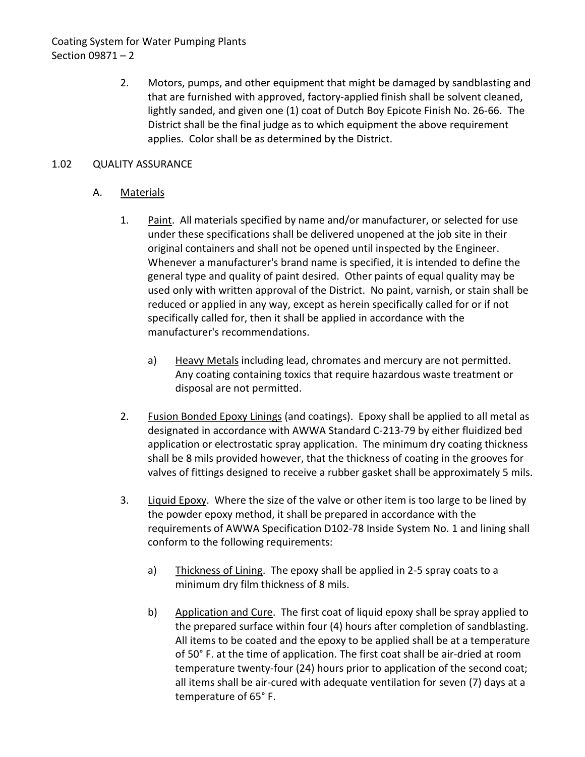2. Motors, pumps, and other equipment that might be damaged by sandblasting and that are furnished with approved, factory-applied finish shall be solvent cleaned, lightly sanded, and given one (1) coat of Dutch Boy Epicote Finish No. 26-66. The District shall be the final judge as to which equipment the above requirement applies. Color shall be as determined by the District.

## 1.02 QUALITY ASSURANCE

### A. Materials

1. Paint. All materials specified by name and/or manufacturer, or selected for use under these specifications shall be delivered unopened at the job site in their original containers and shall not be opened until inspected by the Engineer. Whenever a manufacturer's brand name is specified, it is intended to define the general type and quality of paint desired. Other paints of equal quality may be used only with written approval of the District. No paint, varnish, or stain shall be reduced or applied in any way, except as herein specifically called for or if not specifically called for, then it shall be applied in accordance with the manufacturer's recommendations.

   a) Heavy Metals including lead, chromates and mercury are not permitted. Any coating containing toxics that require hazardous waste treatment or disposal are not permitted.

2. Fusion Bonded Epoxy Linings (and coatings). Epoxy shall be applied to all metal as designated in accordance with AWWA Standard C-213-79 by either fluidized bed application or electrostatic spray application. The minimum dry coating thickness shall be 8 mils provided however, that the thickness of coating in the grooves for valves of fittings designed to receive a rubber gasket shall be approximately 5 mils.

3. Liquid Epoxy. Where the size of the valve or other item is too large to be lined by the powder epoxy method, it shall be prepared in accordance with the requirements of AWWA Specification D102-78 Inside System No. 1 and lining shall conform to the following requirements:

   a) Thickness of Lining. The epoxy shall be applied in 2-5 spray coats to a minimum dry film thickness of 8 mils.

   b) Application and Cure. The first coat of liquid epoxy shall be spray applied to the prepared surface within four (4) hours after completion of sandblasting. All items to be coated and the epoxy to be applied shall be at a temperature of 50° F. at the time of application. The first coat shall be air-dried at room temperature twenty-four (24) hours prior to application of the second coat; all items shall be air-cured with adequate ventilation for seven (7) days at a temperature of 65° F.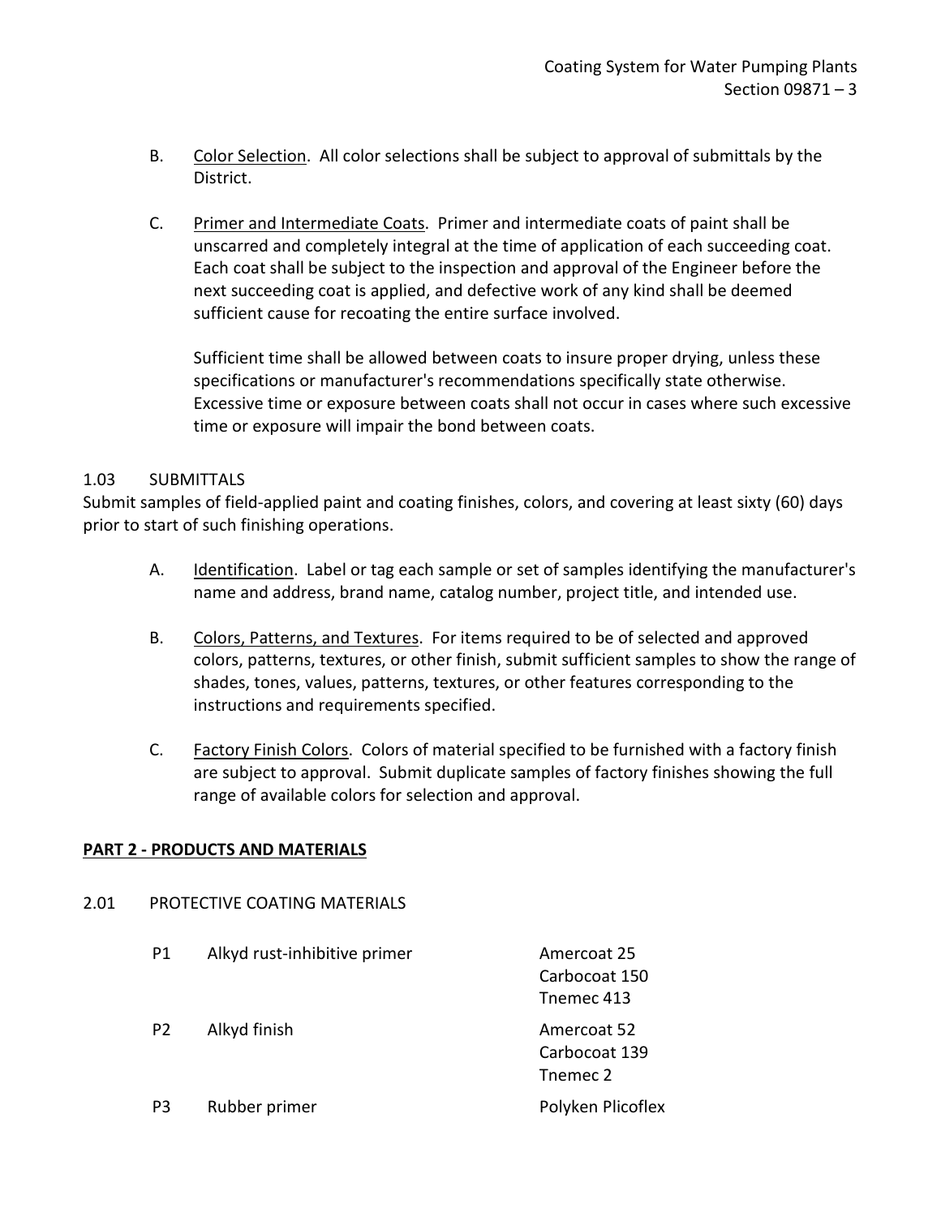B. Color Selection. All color selections shall be subject to approval of submittals by the District.

C. Primer and Intermediate Coats. Primer and intermediate coats of paint shall be unscarred and completely integral at the time of application of each succeeding coat. Each coat shall be subject to the inspection and approval of the Engineer before the next succeeding coat is applied, and defective work of any kind shall be deemed sufficient cause for recoating the entire surface involved.

Sufficient time shall be allowed between coats to insure proper drying, unless these specifications or manufacturer's recommendations specifically state otherwise. Excessive time or exposure between coats shall not occur in cases where such excessive time or exposure will impair the bond between coats.

1.03 SUBMITTALS

Submit samples of field-applied paint and coating finishes, colors, and covering at least sixty (60) days prior to start of such finishing operations.

A. Identification. Label or tag each sample or set of samples identifying the manufacturer's name and address, brand name, catalog number, project title, and intended use.

B. Colors, Patterns, and Textures. For items required to be of selected and approved colors, patterns, textures, or other finish, submit sufficient samples to show the range of shades, tones, values, patterns, textures, or other features corresponding to the instructions and requirements specified.

C. Factory Finish Colors. Colors of material specified to be furnished with a factory finish are subject to approval. Submit duplicate samples of factory finishes showing the full range of available colors for selection and approval.

## PART 2 - PRODUCTS AND MATERIALS

2.01 PROTECTIVE COATING MATERIALS

| | | |
|---|---|---|
| P1 | Alkyd rust-inhibitive primer | Amercoat 25<br>Carbocoat 150<br>Tnemec 413 |
| P2 | Alkyd finish | Amercoat 52<br>Carbocoat 139<br>Tnemec 2 |
| P3 | Rubber primer | Polyken Plicoflex |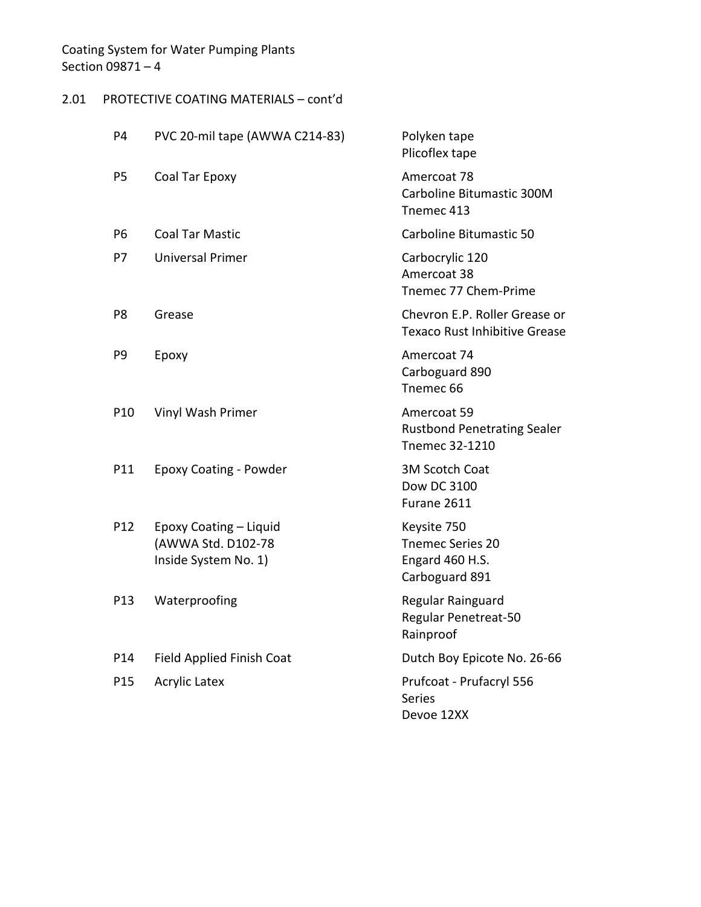Coating System for Water Pumping Plants
Section 09871 – 4

## 2.01 PROTECTIVE COATING MATERIALS – cont'd

| | | |
|---|---|---|
| P4 | PVC 20-mil tape (AWWA C214-83) | Polyken tape<br>Plicoflex tape |
| P5 | Coal Tar Epoxy | Amercoat 78<br>Carboline Bitumastic 300M<br>Tnemec 413 |
| P6 | Coal Tar Mastic | Carboline Bitumastic 50 |
| P7 | Universal Primer | Carbocrylic 120<br>Amercoat 38<br>Tnemec 77 Chem-Prime |
| P8 | Grease | Chevron E.P. Roller Grease or<br>Texaco Rust Inhibitive Grease |
| P9 | Epoxy | Amercoat 74<br>Carboguard 890<br>Tnemec 66 |
| P10 | Vinyl Wash Primer | Amercoat 59<br>Rustbond Penetrating Sealer<br>Tnemec 32-1210 |
| P11 | Epoxy Coating - Powder | 3M Scotch Coat<br>Dow DC 3100<br>Furane 2611 |
| P12 | Epoxy Coating – Liquid<br>(AWWA Std. D102-78<br>Inside System No. 1) | Keysite 750<br>Tnemec Series 20<br>Engard 460 H.S.<br>Carboguard 891 |
| P13 | Waterproofing | Regular Rainguard<br>Regular Penetreat-50<br>Rainproof |
| P14 | Field Applied Finish Coat | Dutch Boy Epicote No. 26-66 |
| P15 | Acrylic Latex | Prufcoat - Prufacryl 556<br>Series<br>Devoe 12XX |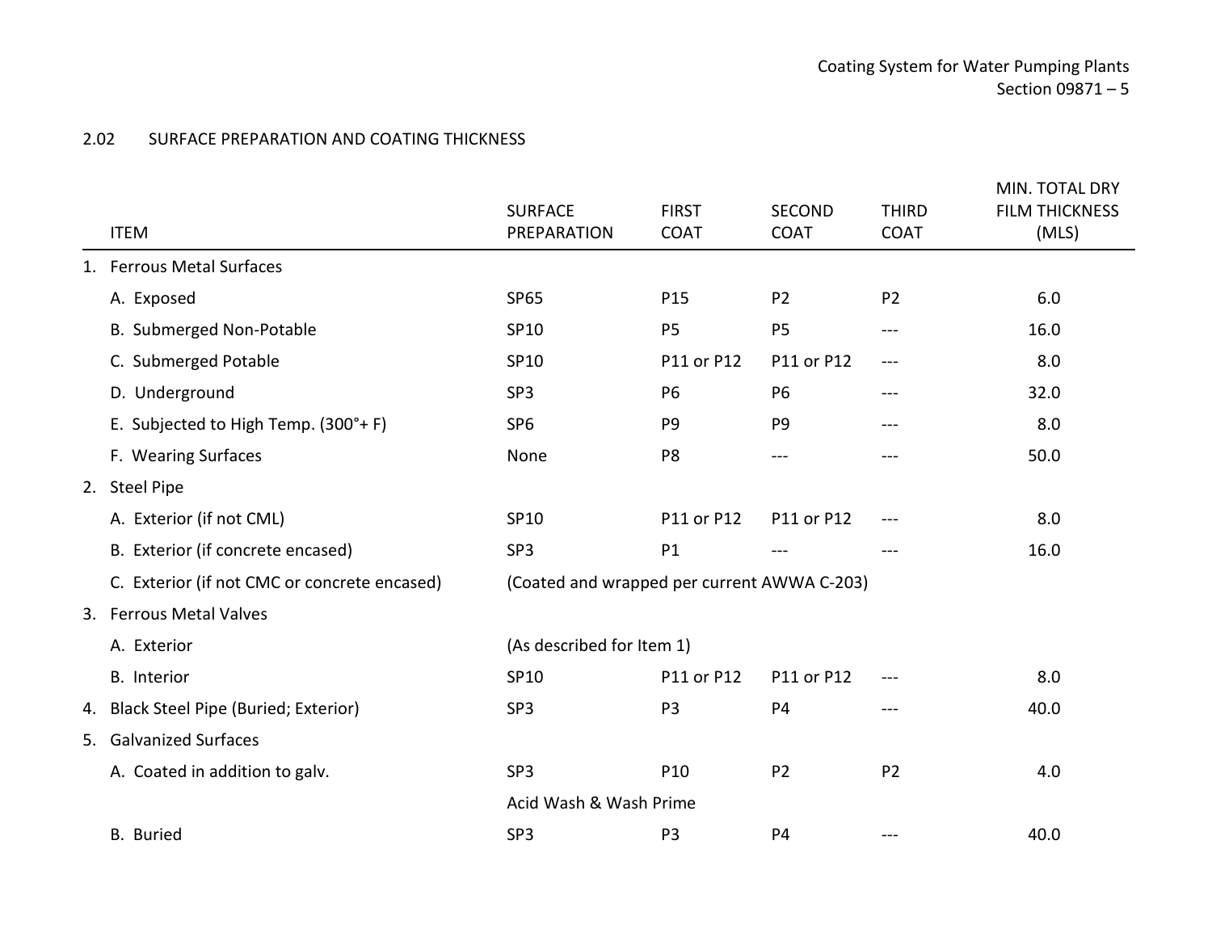## 2.02 SURFACE PREPARATION AND COATING THICKNESS

| ITEM | SURFACE PREPARATION | FIRST COAT | SECOND COAT | THIRD COAT | MIN. TOTAL DRY FILM THICKNESS (MLS) |
|---|---|---|---|---|---|
| 1. Ferrous Metal Surfaces | | | | | |
| A. Exposed | SP65 | P15 | P2 | P2 | 6.0 |
| B. Submerged Non-Potable | SP10 | P5 | P5 | --- | 16.0 |
| C. Submerged Potable | SP10 | P11 or P12 | P11 or P12 | --- | 8.0 |
| D. Underground | SP3 | P6 | P6 | --- | 32.0 |
| E. Subjected to High Temp. (300°+ F) | SP6 | P9 | P9 | --- | 8.0 |
| F. Wearing Surfaces | None | P8 | --- | --- | 50.0 |
| 2. Steel Pipe | | | | | |
| A. Exterior (if not CML) | SP10 | P11 or P12 | P11 or P12 | --- | 8.0 |
| B. Exterior (if concrete encased) | SP3 | P1 | --- | --- | 16.0 |
| C. Exterior (if not CMC or concrete encased) | (Coated and wrapped per current AWWA C-203) | | | | |
| 3. Ferrous Metal Valves | | | | | |
| A. Exterior | (As described for Item 1) | | | | |
| B. Interior | SP10 | P11 or P12 | P11 or P12 | --- | 8.0 |
| 4. Black Steel Pipe (Buried; Exterior) | SP3 | P3 | P4 | --- | 40.0 |
| 5. Galvanized Surfaces | | | | | |
| A. Coated in addition to galv. | SP3 | P10 | P2 | P2 | 4.0 |
| | Acid Wash & Wash Prime | | | | |
| B. Buried | SP3 | P3 | P4 | --- | 40.0 |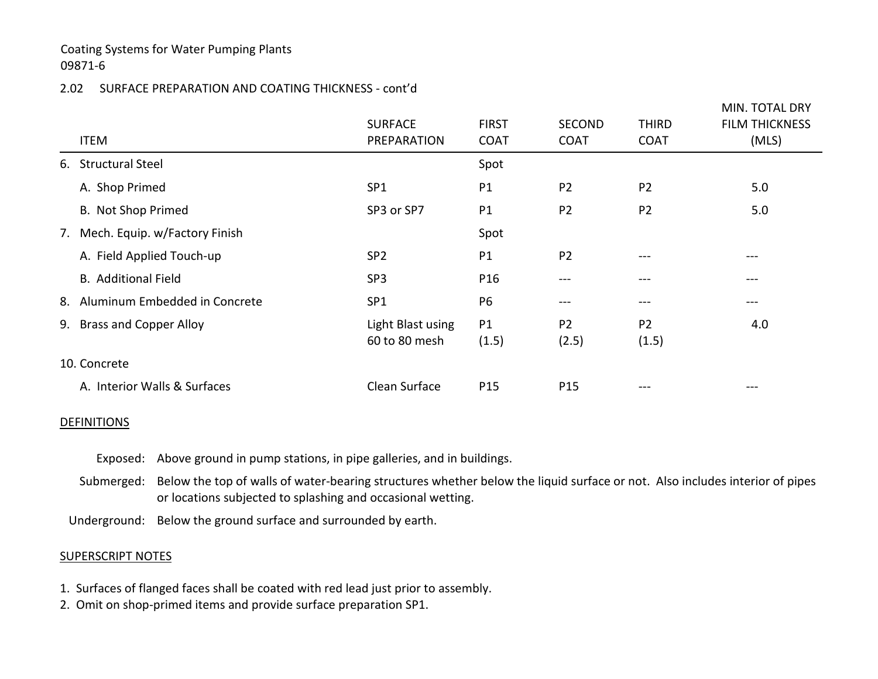Coating Systems for Water Pumping Plants
09871-6

2.02 SURFACE PREPARATION AND COATING THICKNESS - cont'd

| ITEM | SURFACE PREPARATION | FIRST COAT | SECOND COAT | THIRD COAT | MIN. TOTAL DRY FILM THICKNESS (MLS) |
|---|---|---|---|---|---|
| 6. Structural Steel | | Spot | | | |
| A. Shop Primed | SP1 | P1 | P2 | P2 | 5.0 |
| B. Not Shop Primed | SP3 or SP7 | P1 | P2 | P2 | 5.0 |
| 7. Mech. Equip. w/Factory Finish | | Spot | | | |
| A. Field Applied Touch-up | SP2 | P1 | P2 | --- | --- |
| B. Additional Field | SP3 | P16 | --- | --- | --- |
| 8. Aluminum Embedded in Concrete | SP1 | P6 | --- | --- | --- |
| 9. Brass and Copper Alloy | Light Blast using 60 to 80 mesh | P1 (1.5) | P2 (2.5) | P2 (1.5) | 4.0 |
| 10. Concrete | | | | | |
| A. Interior Walls & Surfaces | Clean Surface | P15 | P15 | --- | --- |

DEFINITIONS

Exposed: Above ground in pump stations, in pipe galleries, and in buildings.

Submerged: Below the top of walls of water-bearing structures whether below the liquid surface or not. Also includes interior of pipes or locations subjected to splashing and occasional wetting.

Underground: Below the ground surface and surrounded by earth.

SUPERSCRIPT NOTES

1. Surfaces of flanged faces shall be coated with red lead just prior to assembly.
2. Omit on shop-primed items and provide surface preparation SP1.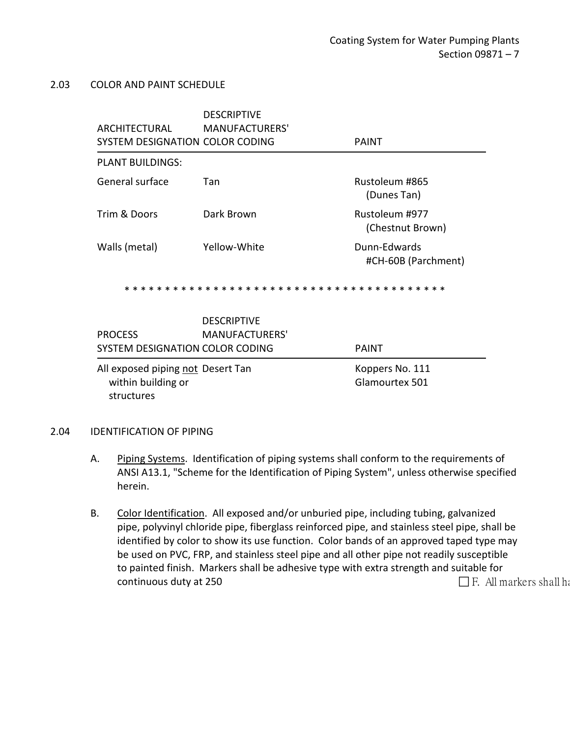## 2.03 COLOR AND PAINT SCHEDULE

| ARCHITECTURAL SYSTEM DESIGNATION | DESCRIPTIVE MANUFACTURERS' COLOR CODING | PAINT |
|---|---|---|
| PLANT BUILDINGS: | | |
| General surface | Tan | Rustoleum #865 (Dunes Tan) |
| Trim & Doors | Dark Brown | Rustoleum #977 (Chestnut Brown) |
| Walls (metal) | Yellow-White | Dunn-Edwards #CH-60B (Parchment) |

* * * * * * * * * * * * * * * * * * * * * * * * * * * * * * * * * * * * * * * * * * *

| PROCESS SYSTEM DESIGNATION | DESCRIPTIVE MANUFACTURERS' COLOR CODING | PAINT |
|---|---|---|
| All exposed piping <u>not</u> within building or structures | Desert Tan | Koppers No. 111 Glamourtex 501 |

## 2.04 IDENTIFICATION OF PIPING

A. <u>Piping Systems</u>. Identification of piping systems shall conform to the requirements of ANSI A13.1, "Scheme for the Identification of Piping System", unless otherwise specified herein.

B. <u>Color Identification</u>. All exposed and/or unburied pipe, including tubing, galvanized pipe, polyvinyl chloride pipe, fiberglass reinforced pipe, and stainless steel pipe, shall be identified by color to show its use function. Color bands of an approved taped type may be used on PVC, FRP, and stainless steel pipe and all other pipe not readily susceptible to painted finish. Markers shall be adhesive type with extra strength and suitable for continuous duty at 250 ☐F. All markers shall ha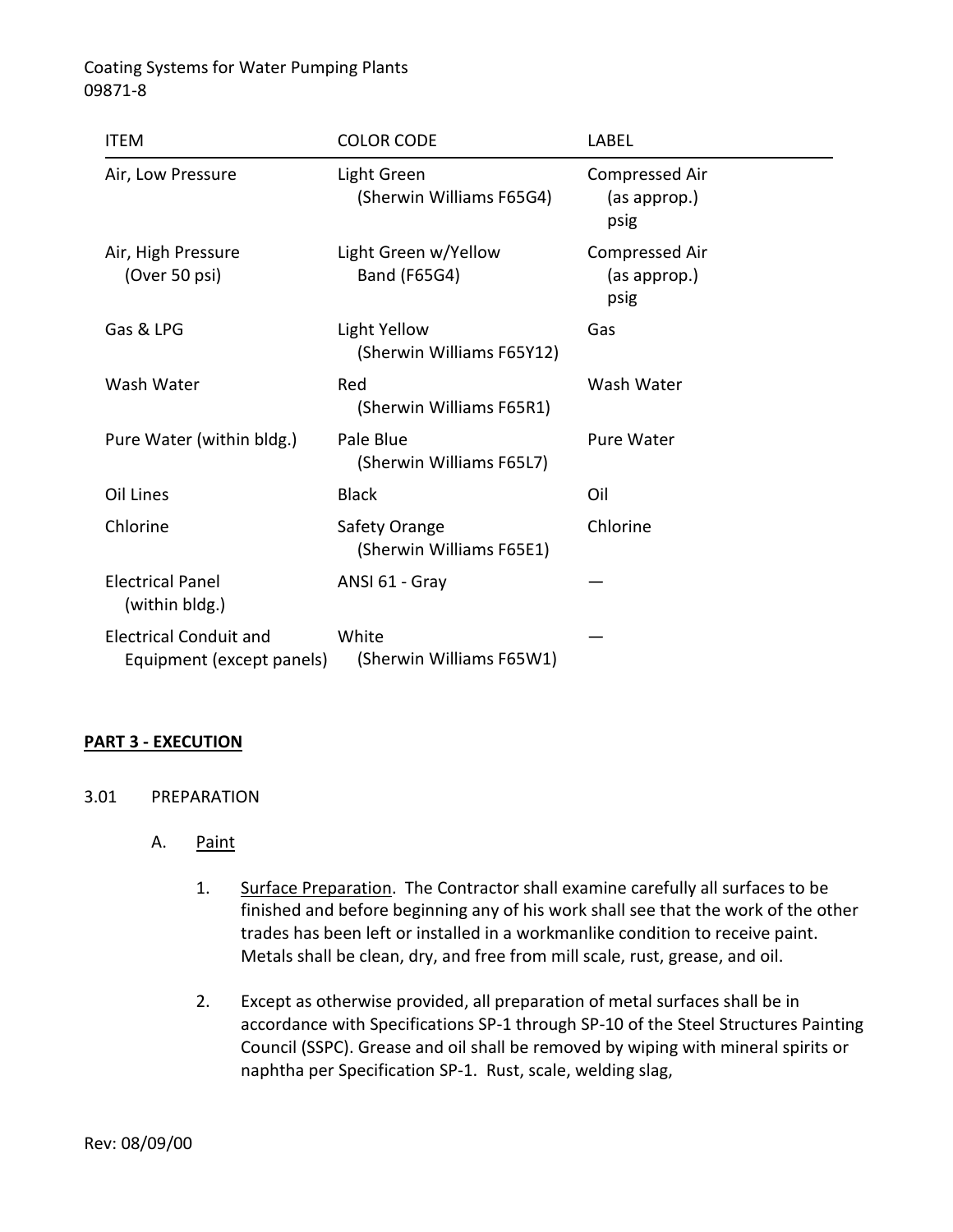| ITEM | COLOR CODE | LABEL |
|---|---|---|
| Air, Low Pressure | Light Green (Sherwin Williams F65G4) | Compressed Air (as approp.) psig |
| Air, High Pressure (Over 50 psi) | Light Green w/Yellow Band (F65G4) | Compressed Air (as approp.) psig |
| Gas & LPG | Light Yellow (Sherwin Williams F65Y12) | Gas |
| Wash Water | Red (Sherwin Williams F65R1) | Wash Water |
| Pure Water (within bldg.) | Pale Blue (Sherwin Williams F65L7) | Pure Water |
| Oil Lines | Black | Oil |
| Chlorine | Safety Orange (Sherwin Williams F65E1) | Chlorine |
| Electrical Panel (within bldg.) | ANSI 61 - Gray | — |
| Electrical Conduit and Equipment (except panels) | White (Sherwin Williams F65W1) | — |

## PART 3 - EXECUTION

### 3.01 PREPARATION

A. Paint

1. Surface Preparation. The Contractor shall examine carefully all surfaces to be finished and before beginning any of his work shall see that the work of the other trades has been left or installed in a workmanlike condition to receive paint. Metals shall be clean, dry, and free from mill scale, rust, grease, and oil.

2. Except as otherwise provided, all preparation of metal surfaces shall be in accordance with Specifications SP-1 through SP-10 of the Steel Structures Painting Council (SSPC). Grease and oil shall be removed by wiping with mineral spirits or naphtha per Specification SP-1. Rust, scale, welding slag,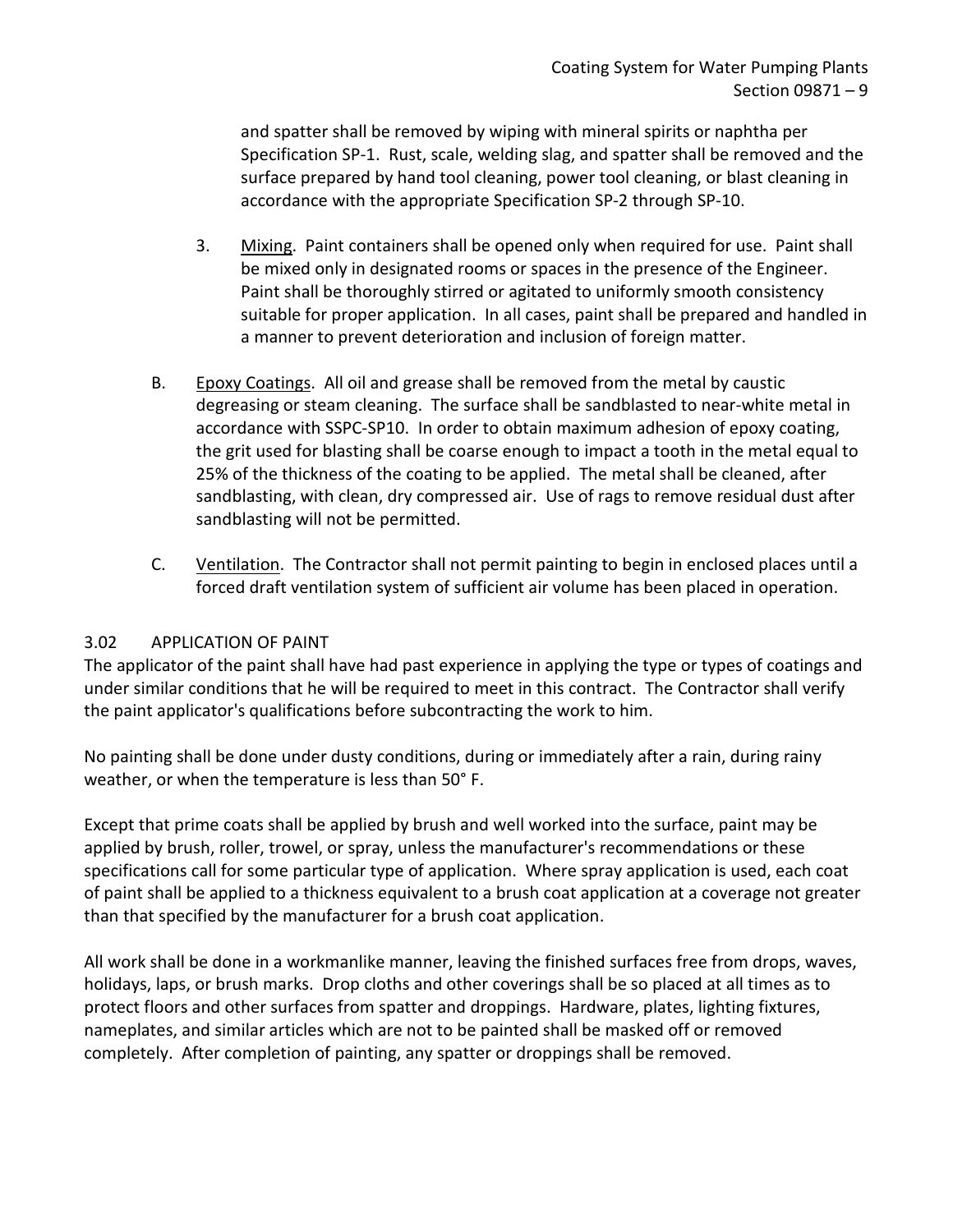and spatter shall be removed by wiping with mineral spirits or naphtha per Specification SP-1. Rust, scale, welding slag, and spatter shall be removed and the surface prepared by hand tool cleaning, power tool cleaning, or blast cleaning in accordance with the appropriate Specification SP-2 through SP-10.

3. Mixing. Paint containers shall be opened only when required for use. Paint shall be mixed only in designated rooms or spaces in the presence of the Engineer. Paint shall be thoroughly stirred or agitated to uniformly smooth consistency suitable for proper application. In all cases, paint shall be prepared and handled in a manner to prevent deterioration and inclusion of foreign matter.

B. Epoxy Coatings. All oil and grease shall be removed from the metal by caustic degreasing or steam cleaning. The surface shall be sandblasted to near-white metal in accordance with SSPC-SP10. In order to obtain maximum adhesion of epoxy coating, the grit used for blasting shall be coarse enough to impact a tooth in the metal equal to 25% of the thickness of the coating to be applied. The metal shall be cleaned, after sandblasting, with clean, dry compressed air. Use of rags to remove residual dust after sandblasting will not be permitted.

C. Ventilation. The Contractor shall not permit painting to begin in enclosed places until a forced draft ventilation system of sufficient air volume has been placed in operation.

### 3.02 APPLICATION OF PAINT

The applicator of the paint shall have had past experience in applying the type or types of coatings and under similar conditions that he will be required to meet in this contract. The Contractor shall verify the paint applicator's qualifications before subcontracting the work to him.

No painting shall be done under dusty conditions, during or immediately after a rain, during rainy weather, or when the temperature is less than 50° F.

Except that prime coats shall be applied by brush and well worked into the surface, paint may be applied by brush, roller, trowel, or spray, unless the manufacturer's recommendations or these specifications call for some particular type of application. Where spray application is used, each coat of paint shall be applied to a thickness equivalent to a brush coat application at a coverage not greater than that specified by the manufacturer for a brush coat application.

All work shall be done in a workmanlike manner, leaving the finished surfaces free from drops, waves, holidays, laps, or brush marks. Drop cloths and other coverings shall be so placed at all times as to protect floors and other surfaces from spatter and droppings. Hardware, plates, lighting fixtures, nameplates, and similar articles which are not to be painted shall be masked off or removed completely. After completion of painting, any spatter or droppings shall be removed.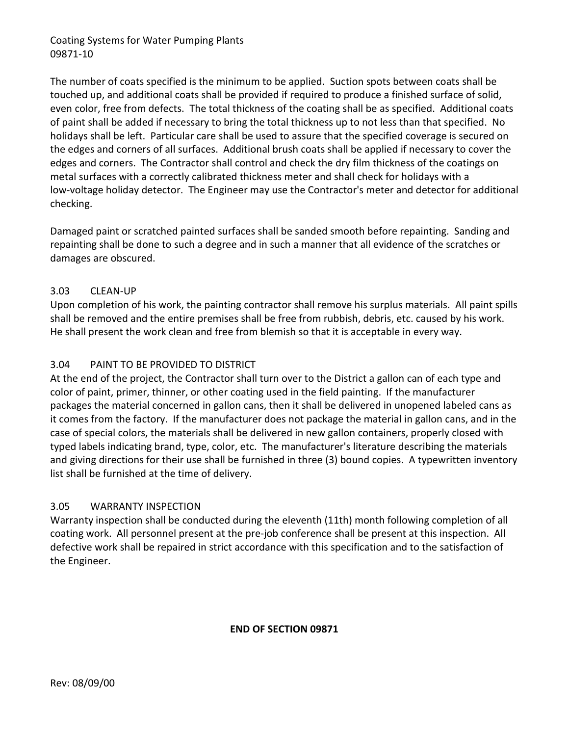The number of coats specified is the minimum to be applied. Suction spots between coats shall be touched up, and additional coats shall be provided if required to produce a finished surface of solid, even color, free from defects. The total thickness of the coating shall be as specified. Additional coats of paint shall be added if necessary to bring the total thickness up to not less than that specified. No holidays shall be left. Particular care shall be used to assure that the specified coverage is secured on the edges and corners of all surfaces. Additional brush coats shall be applied if necessary to cover the edges and corners. The Contractor shall control and check the dry film thickness of the coatings on metal surfaces with a correctly calibrated thickness meter and shall check for holidays with a low-voltage holiday detector. The Engineer may use the Contractor's meter and detector for additional checking.

Damaged paint or scratched painted surfaces shall be sanded smooth before repainting. Sanding and repainting shall be done to such a degree and in such a manner that all evidence of the scratches or damages are obscured.

## 3.03 CLEAN-UP

Upon completion of his work, the painting contractor shall remove his surplus materials. All paint spills shall be removed and the entire premises shall be free from rubbish, debris, etc. caused by his work. He shall present the work clean and free from blemish so that it is acceptable in every way.

## 3.04 PAINT TO BE PROVIDED TO DISTRICT

At the end of the project, the Contractor shall turn over to the District a gallon can of each type and color of paint, primer, thinner, or other coating used in the field painting. If the manufacturer packages the material concerned in gallon cans, then it shall be delivered in unopened labeled cans as it comes from the factory. If the manufacturer does not package the material in gallon cans, and in the case of special colors, the materials shall be delivered in new gallon containers, properly closed with typed labels indicating brand, type, color, etc. The manufacturer's literature describing the materials and giving directions for their use shall be furnished in three (3) bound copies. A typewritten inventory list shall be furnished at the time of delivery.

## 3.05 WARRANTY INSPECTION

Warranty inspection shall be conducted during the eleventh (11th) month following completion of all coating work. All personnel present at the pre-job conference shall be present at this inspection. All defective work shall be repaired in strict accordance with this specification and to the satisfaction of the Engineer.

**END OF SECTION 09871**

Rev: 08/09/00